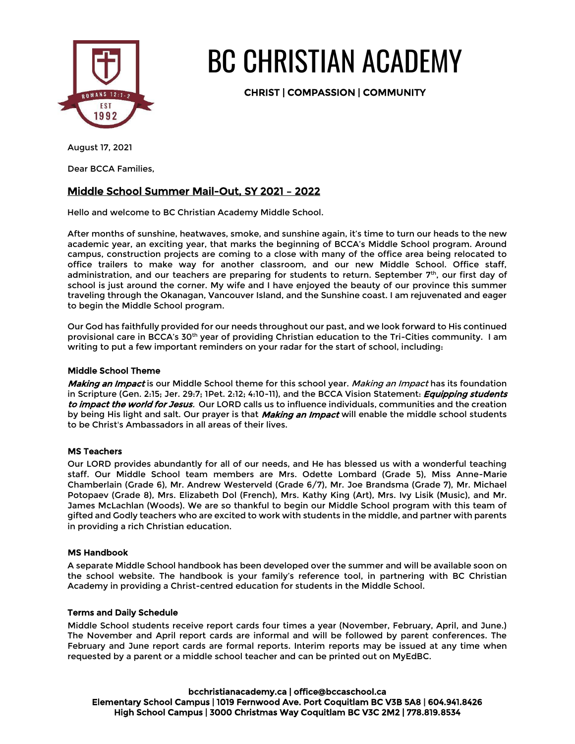# BC CHRISTIAN ACADEMY

**CHRIST | COMPASSION | COMMUNITY**

August 17, 2021

Dear BCCA Families,

## Middle School Summer Mail-Out, SY 2021 – 2022

Hello and welcome to BC Christian Academy Middle School.

After months of sunshine, heatwaves, smoke, and sunshine again, it's time to turn our heads to the new academic year, an exciting year, that marks the beginning of BCCA's Middle School program. Around campus, construction projects are coming to a close with many of the office area being relocated to office trailers to make way for another classroom, and our new Middle School. Office staff, administration, and our teachers are preparing for students to return. September 7th, our first day of school is just around the corner. My wife and I have enjoyed the beauty of our province this summer traveling through the Okanagan, Vancouver Island, and the Sunshine coast. I am rejuvenated and eager to begin the Middle School program.

Our God has faithfully provided for our needs throughout our past, and we look forward to His continued provisional care in BCCA's 30th year of providing Christian education to the Tri-Cities community. I am writing to put a few important reminders on your radar for the start of school, including:

### Middle School Theme

***Making an Impact*** is our Middle School theme for this school year. *Making an Impact* has its foundation in Scripture (Gen. 2:15; Jer. 29:7; 1Pet. 2:12; 4:10-11), and the BCCA Vision Statement: ***Equipping students to impact the world for Jesus***. Our LORD calls us to influence individuals, communities and the creation by being His light and salt. Our prayer is that ***Making an Impact*** will enable the middle school students to be Christ's Ambassadors in all areas of their lives.

### MS Teachers

Our LORD provides abundantly for all of our needs, and He has blessed us with a wonderful teaching staff. Our Middle School team members are Mrs. Odette Lombard (Grade 5), Miss Anne-Marie Chamberlain (Grade 6), Mr. Andrew Westerveld (Grade 6/7), Mr. Joe Brandsma (Grade 7), Mr. Michael Potopaev (Grade 8), Mrs. Elizabeth Dol (French), Mrs. Kathy King (Art), Mrs. Ivy Lisik (Music), and Mr. James McLachlan (Woods). We are so thankful to begin our Middle School program with this team of gifted and Godly teachers who are excited to work with students in the middle, and partner with parents in providing a rich Christian education.

### MS Handbook

A separate Middle School handbook has been developed over the summer and will be available soon on the school website. The handbook is your family's reference tool, in partnering with BC Christian Academy in providing a Christ-centred education for students in the Middle School.

### Terms and Daily Schedule

Middle School students receive report cards four times a year (November, February, April, and June.) The November and April report cards are informal and will be followed by parent conferences. The February and June report cards are formal reports. Interim reports may be issued at any time when requested by a parent or a middle school teacher and can be printed out on MyEdBC.

**bcchristianacademy.ca | office@bccaschool.ca**
**Elementary School Campus | 1019 Fernwood Ave. Port Coquitlam BC V3B 5A8 | 604.941.8426**
**High School Campus | 3000 Christmas Way Coquitlam BC V3C 2M2 | 778.819.8534**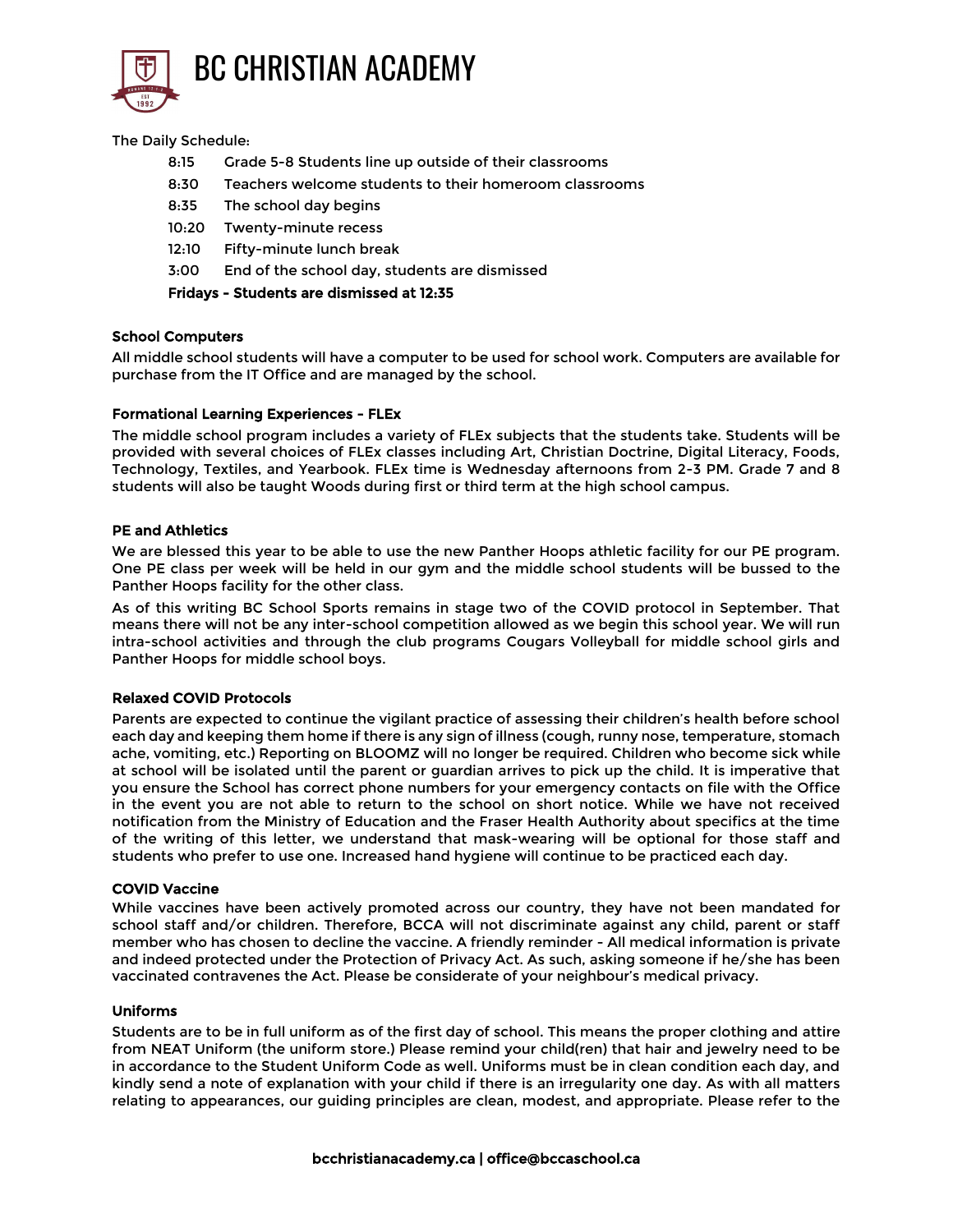The Daily Schedule:

| | |
|---|---|
| 8:15 | Grade 5-8 Students line up outside of their classrooms |
| 8:30 | Teachers welcome students to their homeroom classrooms |
| 8:35 | The school day begins |
| 10:20 | Twenty-minute recess |
| 12:10 | Fifty-minute lunch break |
| 3:00 | End of the school day, students are dismissed |

**Fridays - Students are dismissed at 12:35**

**School Computers**

All middle school students will have a computer to be used for school work. Computers are available for purchase from the IT Office and are managed by the school.

**Formational Learning Experiences - FLEx**

The middle school program includes a variety of FLEx subjects that the students take. Students will be provided with several choices of FLEx classes including Art, Christian Doctrine, Digital Literacy, Foods, Technology, Textiles, and Yearbook. FLEx time is Wednesday afternoons from 2-3 PM. Grade 7 and 8 students will also be taught Woods during first or third term at the high school campus.

**PE and Athletics**

We are blessed this year to be able to use the new Panther Hoops athletic facility for our PE program. One PE class per week will be held in our gym and the middle school students will be bussed to the Panther Hoops facility for the other class.

As of this writing BC School Sports remains in stage two of the COVID protocol in September. That means there will not be any inter-school competition allowed as we begin this school year. We will run intra-school activities and through the club programs Cougars Volleyball for middle school girls and Panther Hoops for middle school boys.

**Relaxed COVID Protocols**

Parents are expected to continue the vigilant practice of assessing their children's health before school each day and keeping them home if there is any sign of illness (cough, runny nose, temperature, stomach ache, vomiting, etc.) Reporting on BLOOMZ will no longer be required. Children who become sick while at school will be isolated until the parent or guardian arrives to pick up the child. It is imperative that you ensure the School has correct phone numbers for your emergency contacts on file with the Office in the event you are not able to return to the school on short notice. While we have not received notification from the Ministry of Education and the Fraser Health Authority about specifics at the time of the writing of this letter, we understand that mask-wearing will be optional for those staff and students who prefer to use one. Increased hand hygiene will continue to be practiced each day.

**COVID Vaccine**

While vaccines have been actively promoted across our country, they have not been mandated for school staff and/or children. Therefore, BCCA will not discriminate against any child, parent or staff member who has chosen to decline the vaccine. A friendly reminder - All medical information is private and indeed protected under the Protection of Privacy Act. As such, asking someone if he/she has been vaccinated contravenes the Act. Please be considerate of your neighbour's medical privacy.

**Uniforms**

Students are to be in full uniform as of the first day of school. This means the proper clothing and attire from NEAT Uniform (the uniform store.) Please remind your child(ren) that hair and jewelry need to be in accordance to the Student Uniform Code as well. Uniforms must be in clean condition each day, and kindly send a note of explanation with your child if there is an irregularity one day. As with all matters relating to appearances, our guiding principles are clean, modest, and appropriate. Please refer to the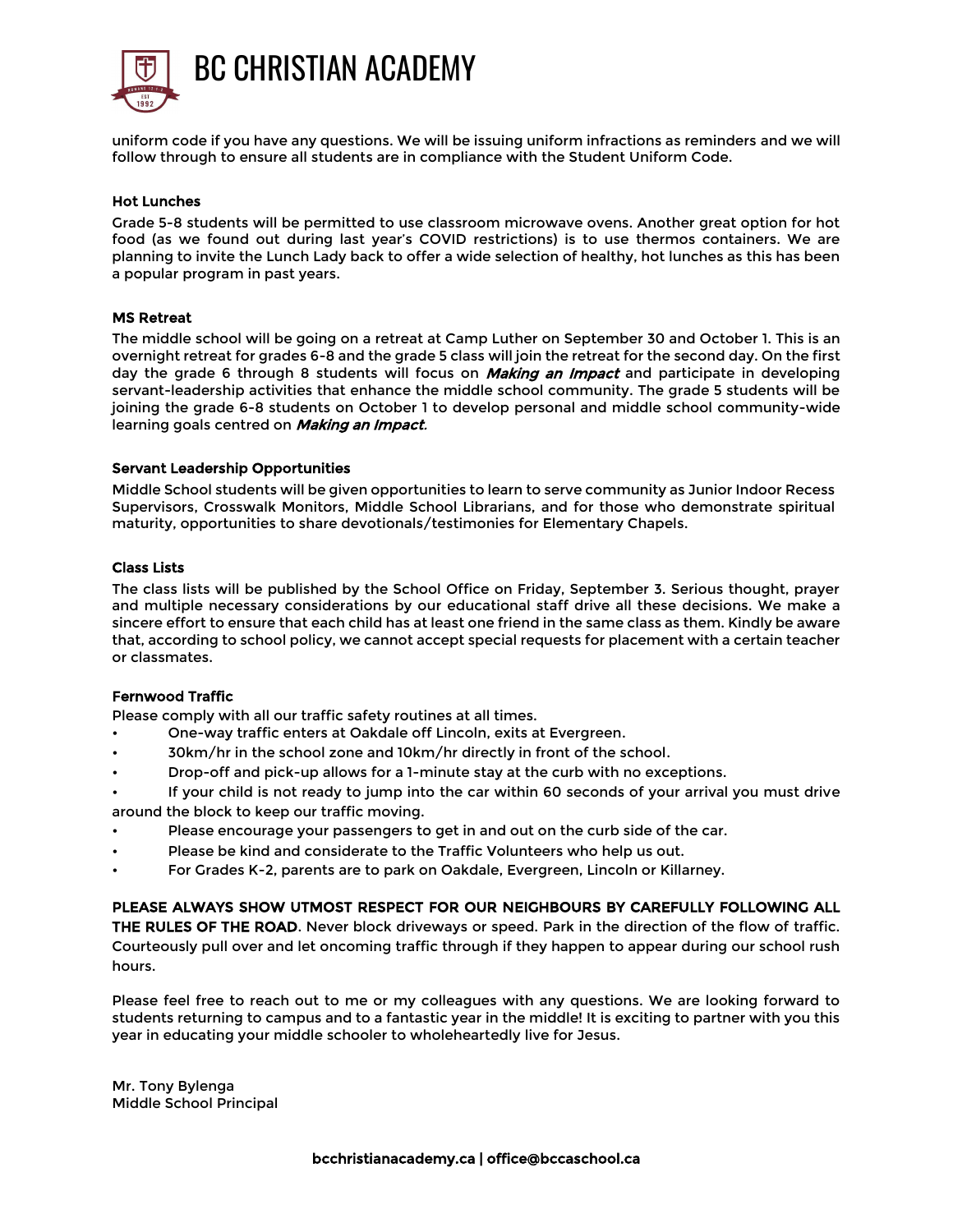uniform code if you have any questions. We will be issuing uniform infractions as reminders and we will follow through to ensure all students are in compliance with the Student Uniform Code.

**Hot Lunches**

Grade 5-8 students will be permitted to use classroom microwave ovens. Another great option for hot food (as we found out during last year's COVID restrictions) is to use thermos containers. We are planning to invite the Lunch Lady back to offer a wide selection of healthy, hot lunches as this has been a popular program in past years.

**MS Retreat**

The middle school will be going on a retreat at Camp Luther on September 30 and October 1. This is an overnight retreat for grades 6-8 and the grade 5 class will join the retreat for the second day. On the first day the grade 6 through 8 students will focus on ***Making an Impact*** and participate in developing servant-leadership activities that enhance the middle school community. The grade 5 students will be joining the grade 6-8 students on October 1 to develop personal and middle school community-wide learning goals centred on ***Making an Impact.***

**Servant Leadership Opportunities**

Middle School students will be given opportunities to learn to serve community as Junior Indoor Recess Supervisors, Crosswalk Monitors, Middle School Librarians, and for those who demonstrate spiritual maturity, opportunities to share devotionals/testimonies for Elementary Chapels.

**Class Lists**

The class lists will be published by the School Office on Friday, September 3. Serious thought, prayer and multiple necessary considerations by our educational staff drive all these decisions. We make a sincere effort to ensure that each child has at least one friend in the same class as them. Kindly be aware that, according to school policy, we cannot accept special requests for placement with a certain teacher or classmates.

**Fernwood Traffic**

Please comply with all our traffic safety routines at all times.

- One-way traffic enters at Oakdale off Lincoln, exits at Evergreen.
- 30km/hr in the school zone and 10km/hr directly in front of the school.
- Drop-off and pick-up allows for a 1-minute stay at the curb with no exceptions.
- If your child is not ready to jump into the car within 60 seconds of your arrival you must drive around the block to keep our traffic moving.
- Please encourage your passengers to get in and out on the curb side of the car.
- Please be kind and considerate to the Traffic Volunteers who help us out.
- For Grades K-2, parents are to park on Oakdale, Evergreen, Lincoln or Killarney.

**PLEASE ALWAYS SHOW UTMOST RESPECT FOR OUR NEIGHBOURS BY CAREFULLY FOLLOWING ALL THE RULES OF THE ROAD**. Never block driveways or speed. Park in the direction of the flow of traffic. Courteously pull over and let oncoming traffic through if they happen to appear during our school rush hours.

Please feel free to reach out to me or my colleagues with any questions. We are looking forward to students returning to campus and to a fantastic year in the middle! It is exciting to partner with you this year in educating your middle schooler to wholeheartedly live for Jesus.

Mr. Tony Bylenga
Middle School Principal